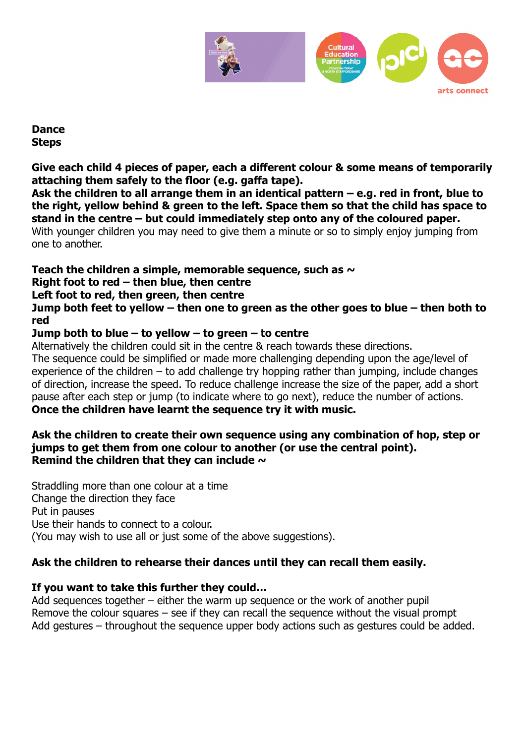**Dance**
**Steps**

**Give each child 4 pieces of paper, each a different colour & some means of temporarily attaching them safely to the floor (e.g. gaffa tape).**
**Ask the children to all arrange them in an identical pattern – e.g. red in front, blue to the right, yellow behind & green to the left. Space them so that the child has space to stand in the centre – but could immediately step onto any of the coloured paper.**
With younger children you may need to give them a minute or so to simply enjoy jumping from one to another.

**Teach the children a simple, memorable sequence, such as ~**
**Right foot to red – then blue, then centre**
**Left foot to red, then green, then centre**
**Jump both feet to yellow – then one to green as the other goes to blue – then both to red**
**Jump both to blue – to yellow – to green – to centre**
Alternatively the children could sit in the centre & reach towards these directions.
The sequence could be simplified or made more challenging depending upon the age/level of experience of the children – to add challenge try hopping rather than jumping, include changes of direction, increase the speed. To reduce challenge increase the size of the paper, add a short pause after each step or jump (to indicate where to go next), reduce the number of actions.
**Once the children have learnt the sequence try it with music.**

**Ask the children to create their own sequence using any combination of hop, step or jumps to get them from one colour to another (or use the central point).**
**Remind the children that they can include ~**

Straddling more than one colour at a time
Change the direction they face
Put in pauses
Use their hands to connect to a colour.
(You may wish to use all or just some of the above suggestions).

**Ask the children to rehearse their dances until they can recall them easily.**

**If you want to take this further they could…**
Add sequences together – either the warm up sequence or the work of another pupil
Remove the colour squares – see if they can recall the sequence without the visual prompt
Add gestures – throughout the sequence upper body actions such as gestures could be added.